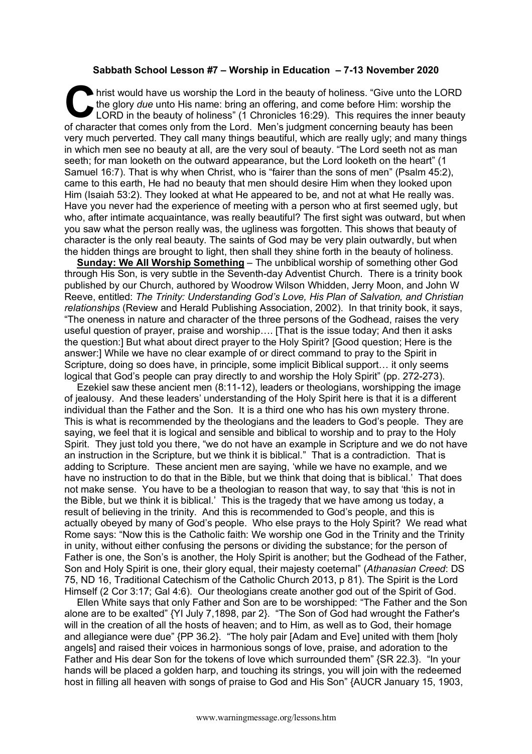**Sabbath School Lesson #7 – Worship in Education – 7-13 November 2020**

Christ would have us worship the Lord in the beauty of holiness. "Give unto the LORD the glory *due* unto His name: bring an offering, and come before Him: worship the LORD in the beauty of holiness" (1 Chronicles 16:29). This requires the inner beauty of character that comes only from the Lord. Men's judgment concerning beauty has been very much perverted. They call many things beautiful, which are really ugly; and many things in which men see no beauty at all, are the very soul of beauty. "The Lord seeth not as man seeth; for man looketh on the outward appearance, but the Lord looketh on the heart" (1 Samuel 16:7). That is why when Christ, who is "fairer than the sons of men" (Psalm 45:2), came to this earth, He had no beauty that men should desire Him when they looked upon Him (Isaiah 53:2). They looked at what He appeared to be, and not at what He really was. Have you never had the experience of meeting with a person who at first seemed ugly, but who, after intimate acquaintance, was really beautiful? The first sight was outward, but when you saw what the person really was, the ugliness was forgotten. This shows that beauty of character is the only real beauty. The saints of God may be very plain outwardly, but when the hidden things are brought to light, then shall they shine forth in the beauty of holiness.

**Sunday: We All Worship Something** – The unbiblical worship of something other God through His Son, is very subtle in the Seventh-day Adventist Church. There is a trinity book published by our Church, authored by Woodrow Wilson Whidden, Jerry Moon, and John W Reeve, entitled: *The Trinity: Understanding God's Love, His Plan of Salvation, and Christian relationships* (Review and Herald Publishing Association, 2002). In that trinity book, it says, "The oneness in nature and character of the three persons of the Godhead, raises the very useful question of prayer, praise and worship…. [That is the issue today; And then it asks the question:] But what about direct prayer to the Holy Spirit? [Good question; Here is the answer:] While we have no clear example of or direct command to pray to the Spirit in Scripture, doing so does have, in principle, some implicit Biblical support… it only seems logical that God's people can pray directly to and worship the Holy Spirit" (pp. 272-273).

Ezekiel saw these ancient men (8:11-12), leaders or theologians, worshipping the image of jealousy. And these leaders' understanding of the Holy Spirit here is that it is a different individual than the Father and the Son. It is a third one who has his own mystery throne. This is what is recommended by the theologians and the leaders to God's people. They are saying, we feel that it is logical and sensible and biblical to worship and to pray to the Holy Spirit. They just told you there, "we do not have an example in Scripture and we do not have an instruction in the Scripture, but we think it is biblical." That is a contradiction. That is adding to Scripture. These ancient men are saying, 'while we have no example, and we have no instruction to do that in the Bible, but we think that doing that is biblical.' That does not make sense. You have to be a theologian to reason that way, to say that 'this is not in the Bible, but we think it is biblical.' This is the tragedy that we have among us today, a result of believing in the trinity. And this is recommended to God's people, and this is actually obeyed by many of God's people. Who else prays to the Holy Spirit? We read what Rome says: "Now this is the Catholic faith: We worship one God in the Trinity and the Trinity in unity, without either confusing the persons or dividing the substance; for the person of Father is one, the Son's is another, the Holy Spirit is another; but the Godhead of the Father, Son and Holy Spirit is one, their glory equal, their majesty coeternal" (*Athanasian Creed*: DS 75, ND 16, Traditional Catechism of the Catholic Church 2013, p 81). The Spirit is the Lord Himself (2 Cor 3:17; Gal 4:6). Our theologians create another god out of the Spirit of God.

Ellen White says that only Father and Son are to be worshipped: "The Father and the Son alone are to be exalted" {YI July 7,1898, par 2}. "The Son of God had wrought the Father's will in the creation of all the hosts of heaven; and to Him, as well as to God, their homage and allegiance were due" {PP 36.2}. "The holy pair [Adam and Eve] united with them [holy angels] and raised their voices in harmonious songs of love, praise, and adoration to the Father and His dear Son for the tokens of love which surrounded them" {SR 22.3}. "In your hands will be placed a golden harp, and touching its strings, you will join with the redeemed host in filling all heaven with songs of praise to God and His Son" {AUCR January 15, 1903,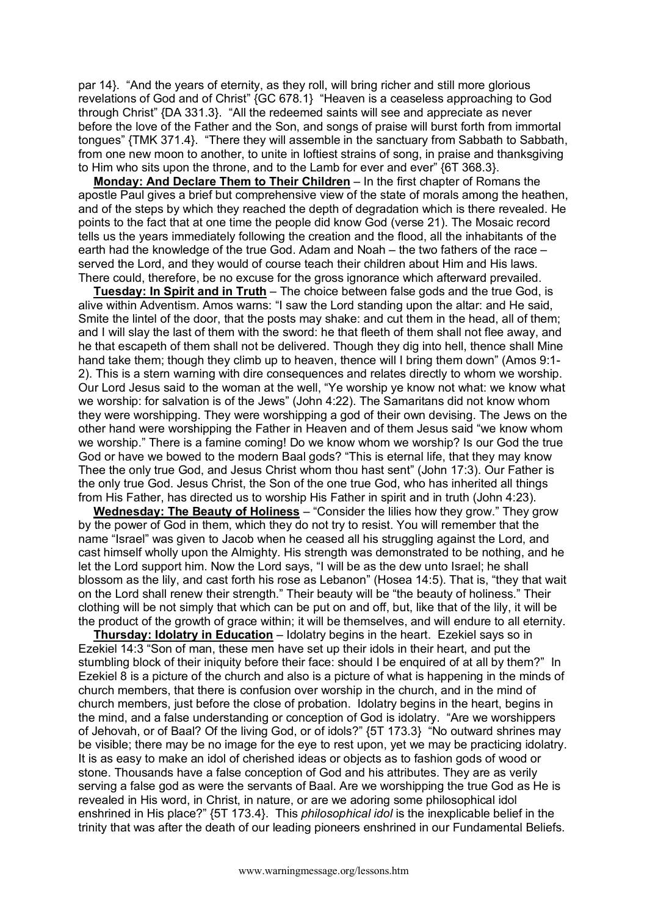par 14}. "And the years of eternity, as they roll, will bring richer and still more glorious revelations of God and of Christ" {GC 678.1} "Heaven is a ceaseless approaching to God through Christ" {DA 331.3}. "All the redeemed saints will see and appreciate as never before the love of the Father and the Son, and songs of praise will burst forth from immortal tongues" {TMK 371.4}. "There they will assemble in the sanctuary from Sabbath to Sabbath, from one new moon to another, to unite in loftiest strains of song, in praise and thanksgiving to Him who sits upon the throne, and to the Lamb for ever and ever" {6T 368.3}.

**Monday: And Declare Them to Their Children** – In the first chapter of Romans the apostle Paul gives a brief but comprehensive view of the state of morals among the heathen, and of the steps by which they reached the depth of degradation which is there revealed. He points to the fact that at one time the people did know God (verse 21). The Mosaic record tells us the years immediately following the creation and the flood, all the inhabitants of the earth had the knowledge of the true God. Adam and Noah – the two fathers of the race – served the Lord, and they would of course teach their children about Him and His laws. There could, therefore, be no excuse for the gross ignorance which afterward prevailed.

**Tuesday: In Spirit and in Truth** – The choice between false gods and the true God, is alive within Adventism. Amos warns: "I saw the Lord standing upon the altar: and He said, Smite the lintel of the door, that the posts may shake: and cut them in the head, all of them; and I will slay the last of them with the sword: he that fleeth of them shall not flee away, and he that escapeth of them shall not be delivered. Though they dig into hell, thence shall Mine hand take them; though they climb up to heaven, thence will I bring them down" (Amos 9:1-2). This is a stern warning with dire consequences and relates directly to whom we worship. Our Lord Jesus said to the woman at the well, "Ye worship ye know not what: we know what we worship: for salvation is of the Jews" (John 4:22). The Samaritans did not know whom they were worshipping. They were worshipping a god of their own devising. The Jews on the other hand were worshipping the Father in Heaven and of them Jesus said "we know whom we worship." There is a famine coming! Do we know whom we worship? Is our God the true God or have we bowed to the modern Baal gods? "This is eternal life, that they may know Thee the only true God, and Jesus Christ whom thou hast sent" (John 17:3). Our Father is the only true God. Jesus Christ, the Son of the one true God, who has inherited all things from His Father, has directed us to worship His Father in spirit and in truth (John 4:23).

**Wednesday: The Beauty of Holiness** – "Consider the lilies how they grow." They grow by the power of God in them, which they do not try to resist. You will remember that the name "Israel" was given to Jacob when he ceased all his struggling against the Lord, and cast himself wholly upon the Almighty. His strength was demonstrated to be nothing, and he let the Lord support him. Now the Lord says, "I will be as the dew unto Israel; he shall blossom as the lily, and cast forth his rose as Lebanon" (Hosea 14:5). That is, "they that wait on the Lord shall renew their strength." Their beauty will be "the beauty of holiness." Their clothing will be not simply that which can be put on and off, but, like that of the lily, it will be the product of the growth of grace within; it will be themselves, and will endure to all eternity.

**Thursday: Idolatry in Education** – Idolatry begins in the heart. Ezekiel says so in Ezekiel 14:3 "Son of man, these men have set up their idols in their heart, and put the stumbling block of their iniquity before their face: should I be enquired of at all by them?" In Ezekiel 8 is a picture of the church and also is a picture of what is happening in the minds of church members, that there is confusion over worship in the church, and in the mind of church members, just before the close of probation. Idolatry begins in the heart, begins in the mind, and a false understanding or conception of God is idolatry. "Are we worshippers of Jehovah, or of Baal? Of the living God, or of idols?" {5T 173.3} "No outward shrines may be visible; there may be no image for the eye to rest upon, yet we may be practicing idolatry. It is as easy to make an idol of cherished ideas or objects as to fashion gods of wood or stone. Thousands have a false conception of God and his attributes. They are as verily serving a false god as were the servants of Baal. Are we worshipping the true God as He is revealed in His word, in Christ, in nature, or are we adoring some philosophical idol enshrined in His place?" {5T 173.4}. This *philosophical idol* is the inexplicable belief in the trinity that was after the death of our leading pioneers enshrined in our Fundamental Beliefs.